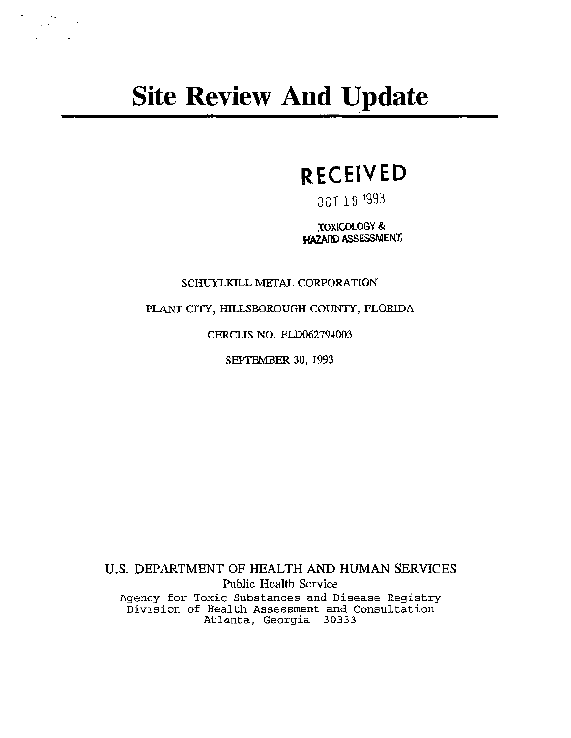# Site Review And Update

RECEIVED

OCT 19 1993

TOXICOLOGY & HAZARD ASSESSMENT

SCHUYLKILL METAL CORPORATION

PLANT CITY, HILLSBOROUGH COUNTY, FLORIDA

CERCLIS NO. FLD062794003

SEPTEMBER 30, 1993

U.S. DEPARTMENT OF HEALTH AND HUMAN SERVICES

Public Health Service

Agency for Toxic Substances and Disease Registry

Division of Health Assessment and Consultation

Atlanta, Georgia 30333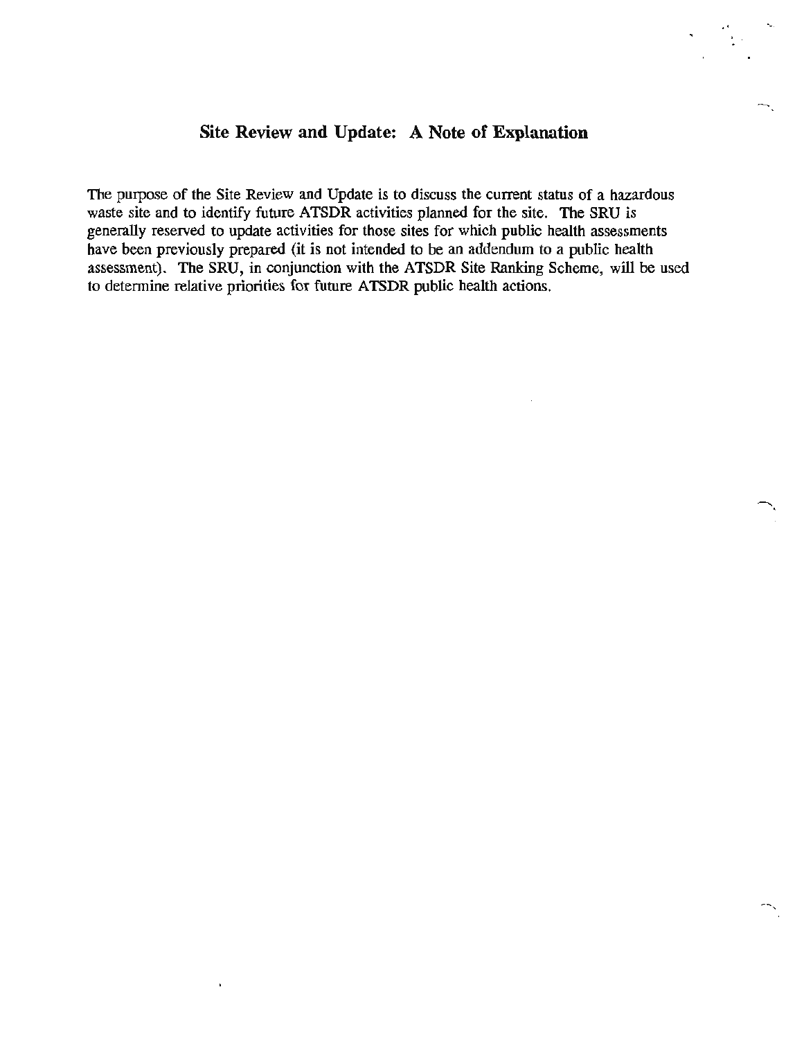## Site Review and Update: A Note of Explanation

The purpose of the Site Review and Update is to discuss the current status of a hazardous waste site and to identify future ATSDR activities planned for the site. The SRU is generally reserved to update activities for those sites for which public health assessments have been previously prepared (it is not intended to be an addendum to a public health assessment). The SRU, in conjunction with the ATSDR Site Ranking Scheme, will be used to determine relative priorities for future ATSDR public health actions.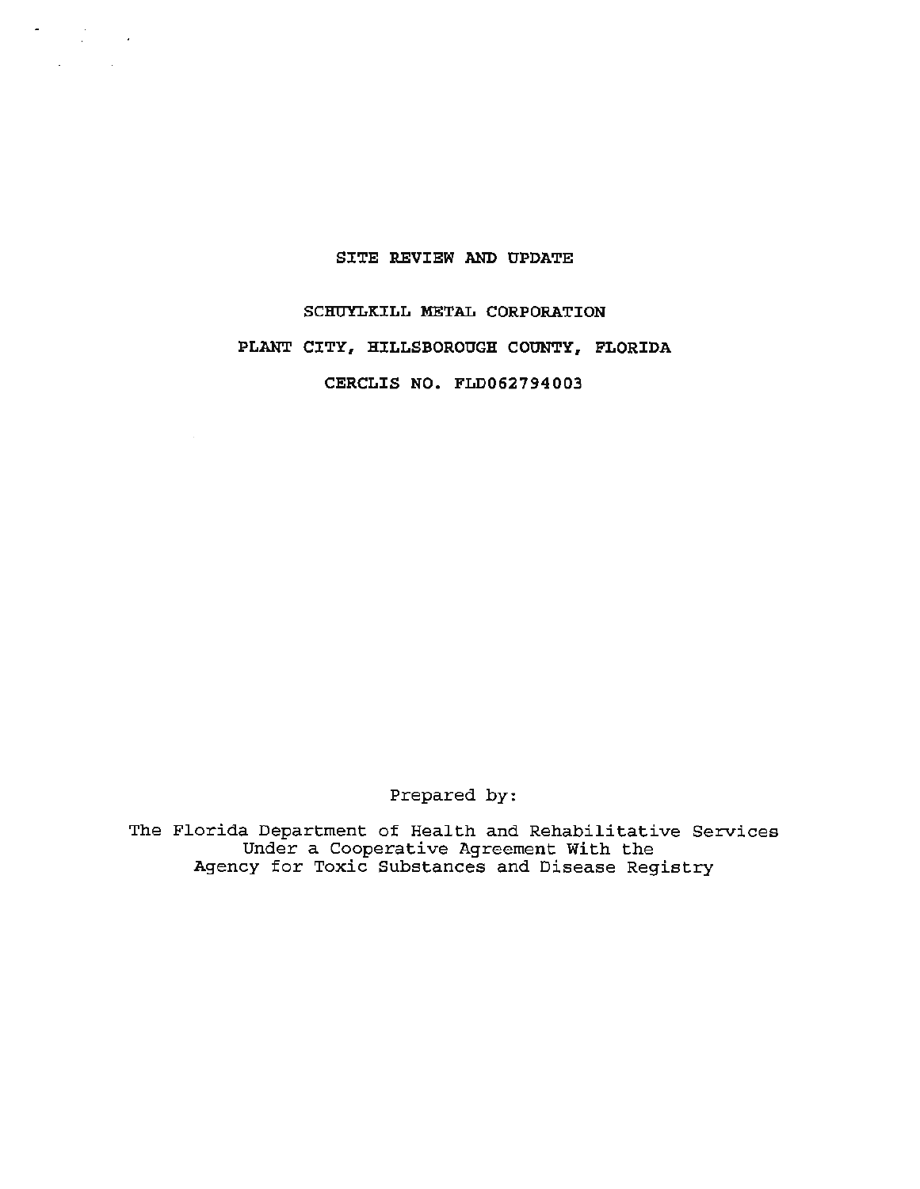# SITE REVIEW AND UPDATE

## SCHUYLKILL METAL CORPORATION

## PLANT CITY, HILLSBOROUGH COUNTY, FLORIDA

## CERCLIS NO. FLD062794003

Prepared by:

The Florida Department of Health and Rehabilitative Services
Under a Cooperative Agreement With the
Agency for Toxic Substances and Disease Registry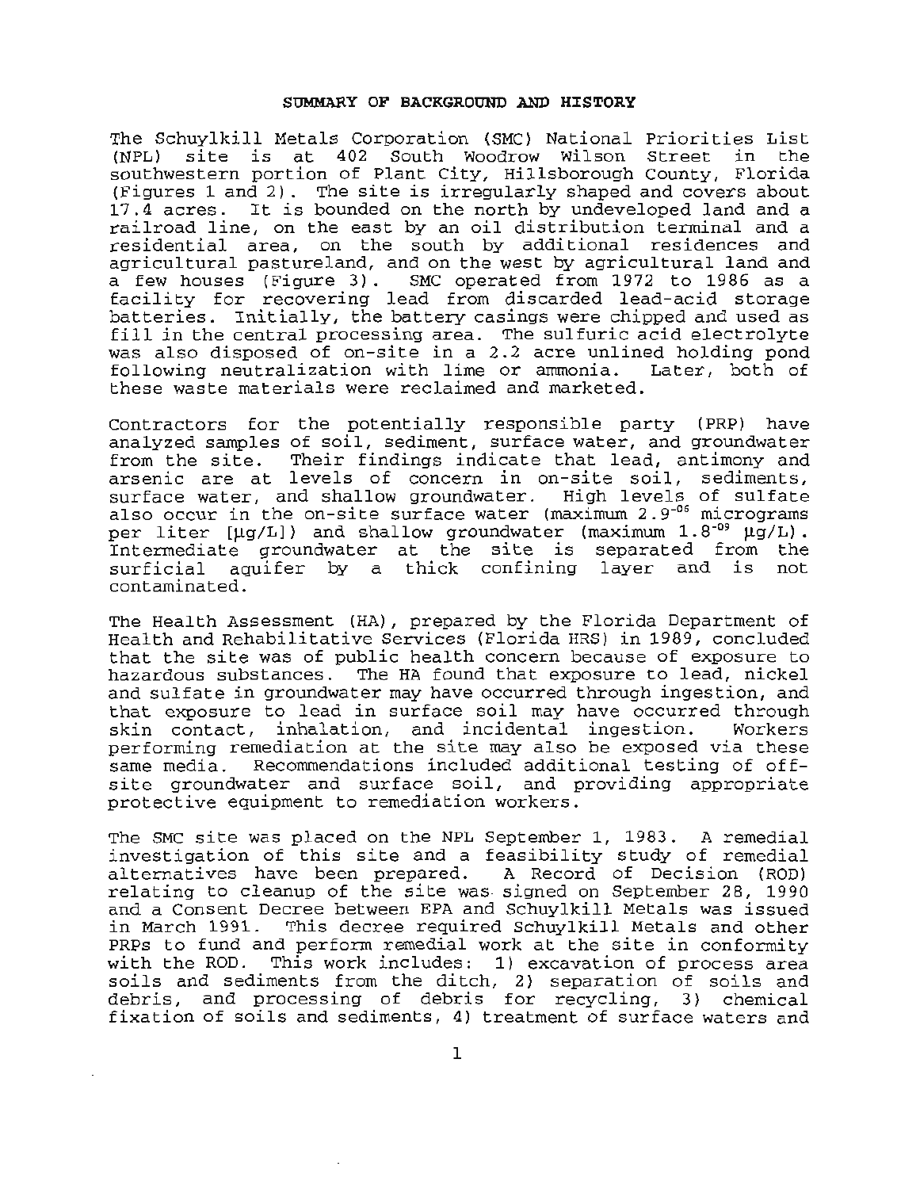## SUMMARY OF BACKGROUND AND HISTORY

The Schuylkill Metals Corporation (SMC) National Priorities List (NPL) site is at 402 South Woodrow Wilson Street in the southwestern portion of Plant City, Hillsborough County, Florida (Figures 1 and 2). The site is irregularly shaped and covers about 17.4 acres. It is bounded on the north by undeveloped land and a railroad line, on the east by an oil distribution terminal and a residential area, on the south by additional residences and agricultural pastureland, and on the west by agricultural land and a few houses (Figure 3). SMC operated from 1972 to 1986 as a facility for recovering lead from discarded lead-acid storage batteries. Initially, the battery casings were chipped and used as fill in the central processing area. The sulfuric acid electrolyte was also disposed of on-site in a 2.2 acre unlined holding pond following neutralization with lime or ammonia. Later, both of these waste materials were reclaimed and marketed.

Contractors for the potentially responsible party (PRP) have analyzed samples of soil, sediment, surface water, and groundwater from the site. Their findings indicate that lead, antimony and arsenic are at levels of concern in on-site soil, sediments, surface water, and shallow groundwater. High levels of sulfate also occur in the on-site surface water (maximum $2.9^{-06}$ micrograms per liter [µg/L]) and shallow groundwater (maximum $1.8^{-09}$ µg/L). Intermediate groundwater at the site is separated from the surficial aquifer by a thick confining layer and is not contaminated.

The Health Assessment (HA), prepared by the Florida Department of Health and Rehabilitative Services (Florida HRS) in 1989, concluded that the site was of public health concern because of exposure to hazardous substances. The HA found that exposure to lead, nickel and sulfate in groundwater may have occurred through ingestion, and that exposure to lead in surface soil may have occurred through skin contact, inhalation, and incidental ingestion. Workers performing remediation at the site may also be exposed via these same media. Recommendations included additional testing of off-site groundwater and surface soil, and providing appropriate protective equipment to remediation workers.

The SMC site was placed on the NPL September 1, 1983. A remedial investigation of this site and a feasibility study of remedial alternatives have been prepared. A Record of Decision (ROD) relating to cleanup of the site was signed on September 28, 1990 and a Consent Decree between EPA and Schuylkill Metals was issued in March 1991. This decree required Schuylkill Metals and other PRPs to fund and perform remedial work at the site in conformity with the ROD. This work includes: 1) excavation of process area soils and sediments from the ditch, 2) separation of soils and debris, and processing of debris for recycling, 3) chemical fixation of soils and sediments, 4) treatment of surface waters and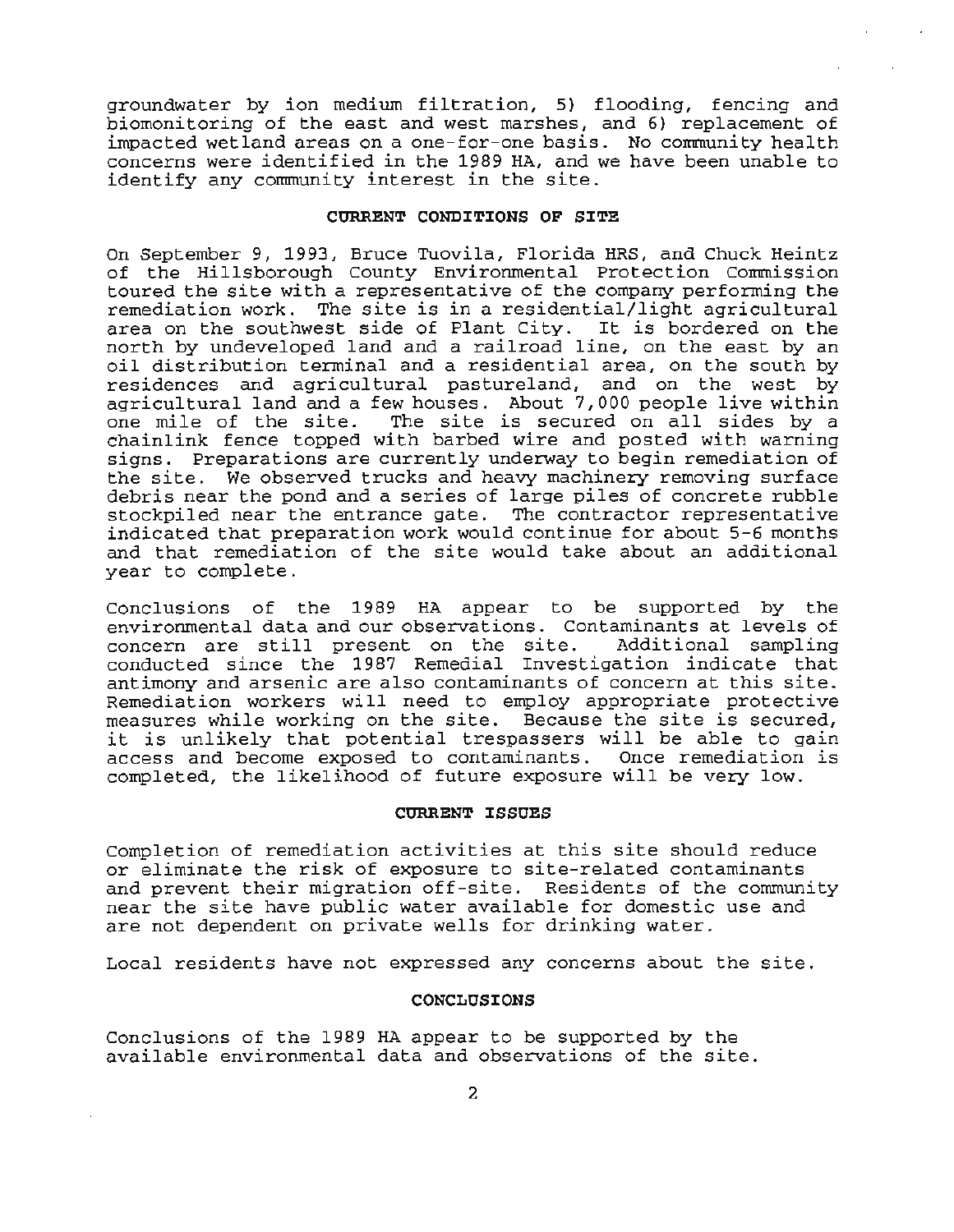groundwater by ion medium filtration, 5) flooding, fencing and biomonitoring of the east and west marshes, and 6) replacement of impacted wetland areas on a one-for-one basis. No community health concerns were identified in the 1989 HA, and we have been unable to identify any community interest in the site.

## CURRENT CONDITIONS OF SITE

On September 9, 1993, Bruce Tuovila, Florida HRS, and Chuck Heintz of the Hillsborough County Environmental Protection Commission toured the site with a representative of the company performing the remediation work. The site is in a residential/light agricultural area on the southwest side of Plant City. It is bordered on the north by undeveloped land and a railroad line, on the east by an oil distribution terminal and a residential area, on the south by residences and agricultural pastureland, and on the west by agricultural land and a few houses. About 7,000 people live within one mile of the site. The site is secured on all sides by a chainlink fence topped with barbed wire and posted with warning signs. Preparations are currently underway to begin remediation of the site. We observed trucks and heavy machinery removing surface debris near the pond and a series of large piles of concrete rubble stockpiled near the entrance gate. The contractor representative indicated that preparation work would continue for about 5-6 months and that remediation of the site would take about an additional year to complete.

Conclusions of the 1989 HA appear to be supported by the environmental data and our observations. Contaminants at levels of concern are still present on the site. Additional sampling conducted since the 1987 Remedial Investigation indicate that antimony and arsenic are also contaminants of concern at this site. Remediation workers will need to employ appropriate protective measures while working on the site. Because the site is secured, it is unlikely that potential trespassers will be able to gain access and become exposed to contaminants. Once remediation is completed, the likelihood of future exposure will be very low.

## CURRENT ISSUES

Completion of remediation activities at this site should reduce or eliminate the risk of exposure to site-related contaminants and prevent their migration off-site. Residents of the community near the site have public water available for domestic use and are not dependent on private wells for drinking water.

Local residents have not expressed any concerns about the site.

## CONCLUSIONS

Conclusions of the 1989 HA appear to be supported by the available environmental data and observations of the site.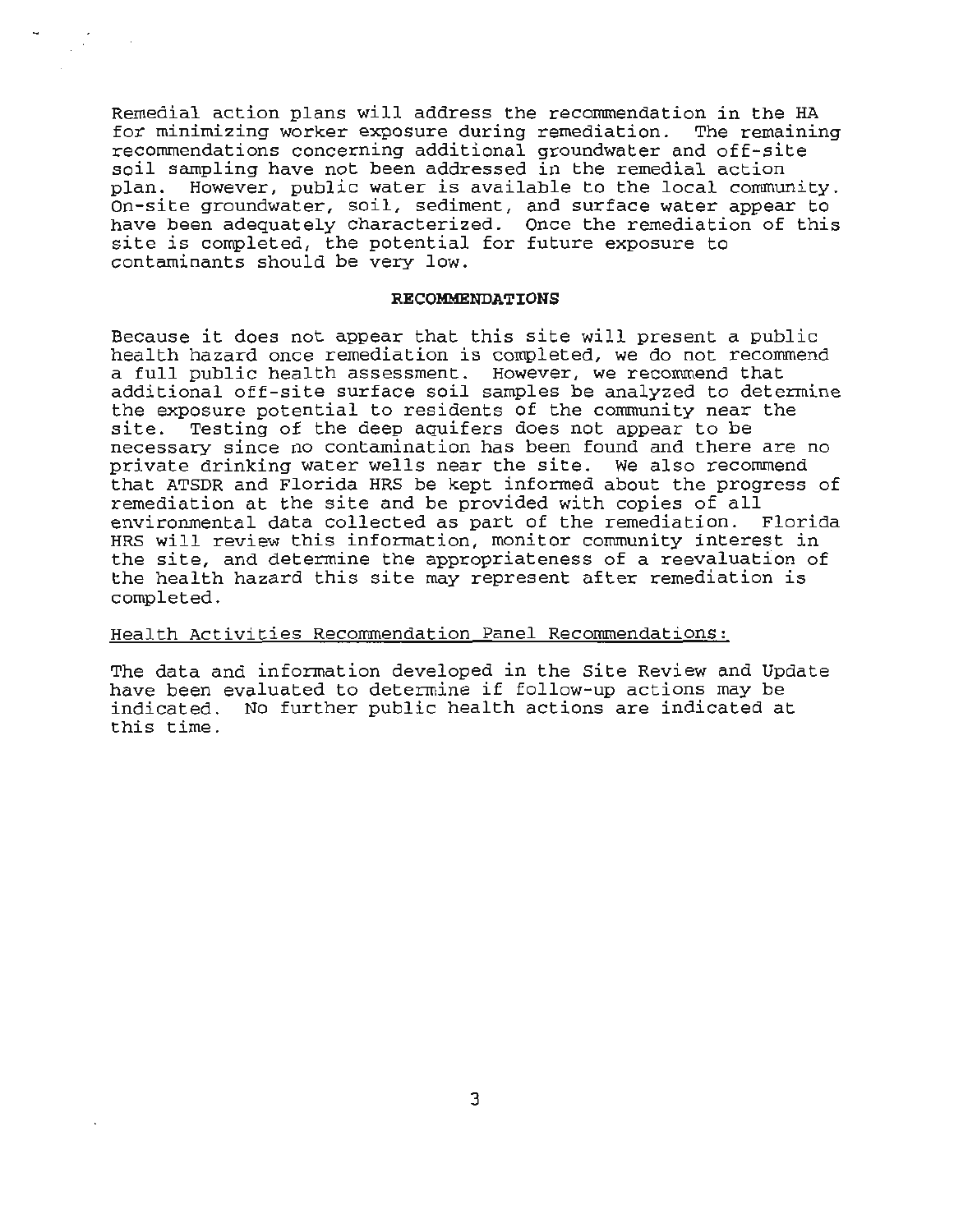Remedial action plans will address the recommendation in the HA for minimizing worker exposure during remediation. The remaining recommendations concerning additional groundwater and off-site soil sampling have not been addressed in the remedial action plan. However, public water is available to the local community. On-site groundwater, soil, sediment, and surface water appear to have been adequately characterized. Once the remediation of this site is completed, the potential for future exposure to contaminants should be very low.

## RECOMMENDATIONS

Because it does not appear that this site will present a public health hazard once remediation is completed, we do not recommend a full public health assessment. However, we recommend that additional off-site surface soil samples be analyzed to determine the exposure potential to residents of the community near the site. Testing of the deep aquifers does not appear to be necessary since no contamination has been found and there are no private drinking water wells near the site. We also recommend that ATSDR and Florida HRS be kept informed about the progress of remediation at the site and be provided with copies of all environmental data collected as part of the remediation. Florida HRS will review this information, monitor community interest in the site, and determine the appropriateness of a reevaluation of the health hazard this site may represent after remediation is completed.

### Health Activities Recommendation Panel Recommendations:

The data and information developed in the Site Review and Update have been evaluated to determine if follow-up actions may be indicated. No further public health actions are indicated at this time.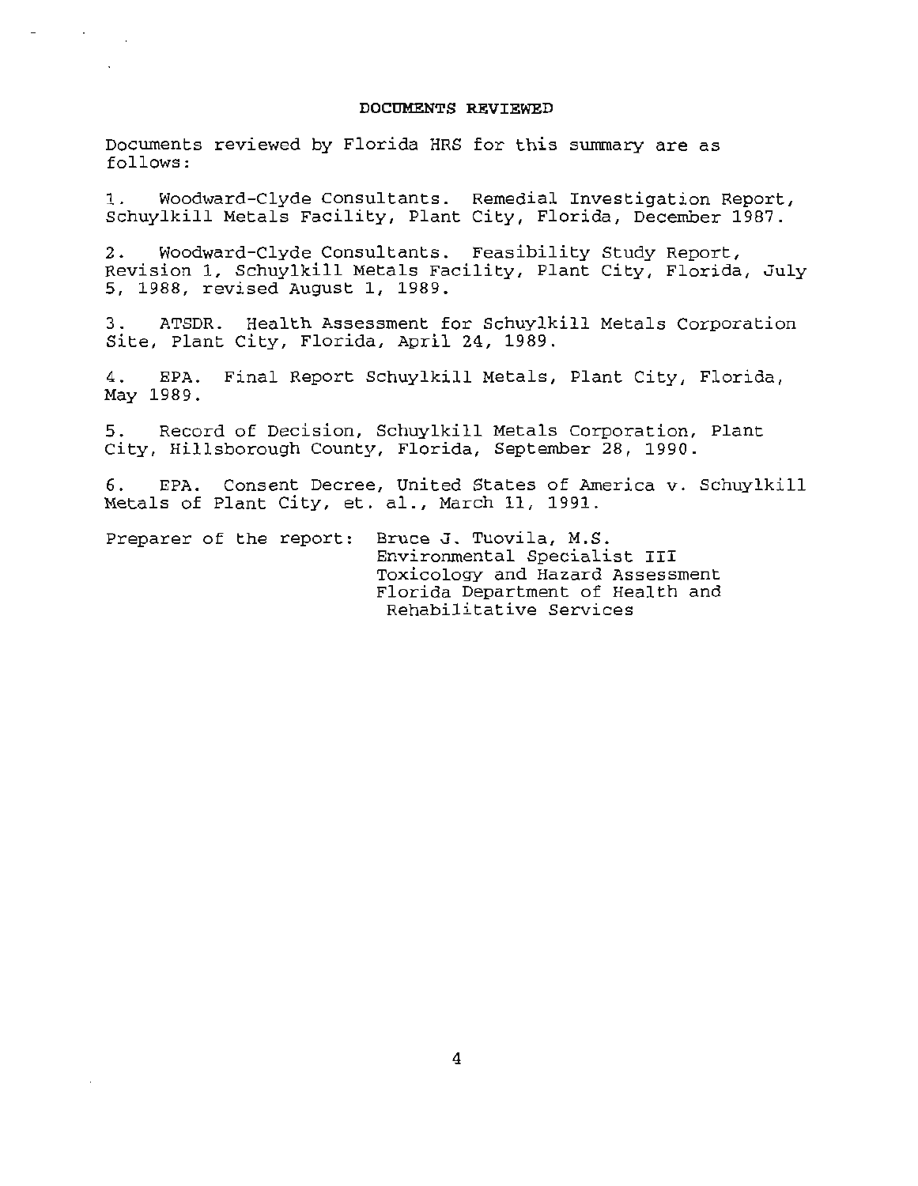## DOCUMENTS REVIEWED

Documents reviewed by Florida HRS for this summary are as follows:

1. Woodward-Clyde Consultants. Remedial Investigation Report, Schuylkill Metals Facility, Plant City, Florida, December 1987.

2. Woodward-Clyde Consultants. Feasibility Study Report, Revision 1, Schuylkill Metals Facility, Plant City, Florida, July 5, 1988, revised August 1, 1989.

3. ATSDR. Health Assessment for Schuylkill Metals Corporation Site, Plant City, Florida, April 24, 1989.

4. EPA. Final Report Schuylkill Metals, Plant City, Florida, May 1989.

5. Record of Decision, Schuylkill Metals Corporation, Plant City, Hillsborough County, Florida, September 28, 1990.

6. EPA. Consent Decree, United States of America v. Schuylkill Metals of Plant City, et. al., March 11, 1991.

Preparer of the report: Bruce J. Tuovila, M.S.
Environmental Specialist III
Toxicology and Hazard Assessment
Florida Department of Health and Rehabilitative Services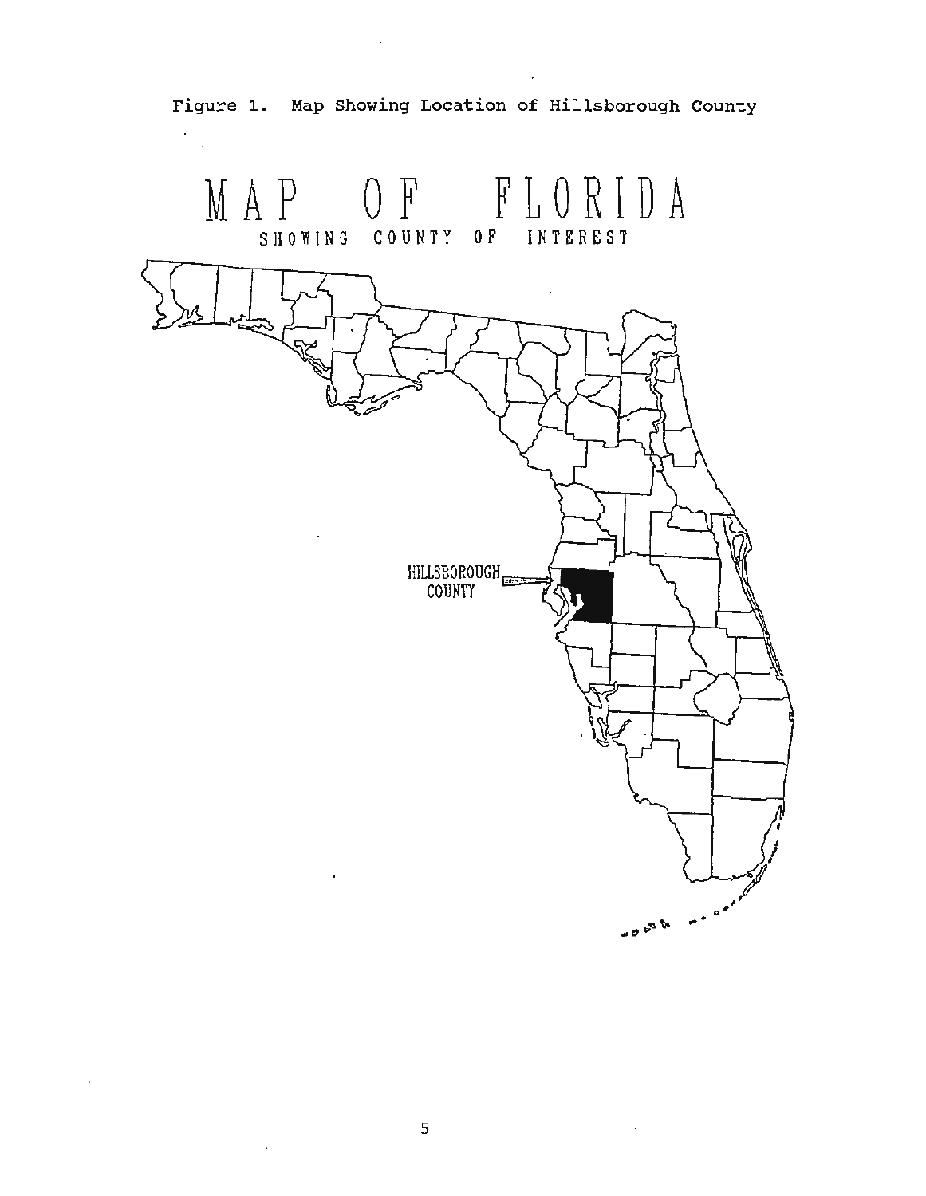Figure 1. Map Showing Location of Hillsborough County

MAP OF FLORIDA

SHOWING COUNTY OF INTEREST

HILLSBOROUGH COUNTY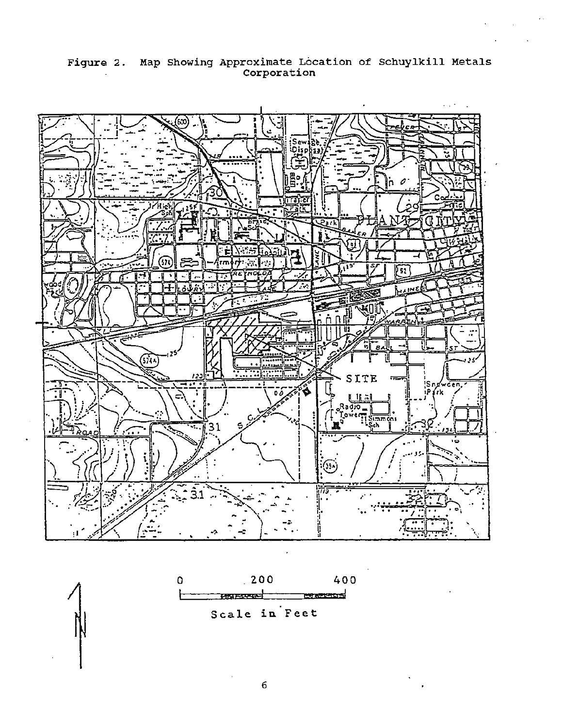Figure 2. Map Showing Approximate Location of Schuylkill Metals Corporation

0 200 400

Scale in Feet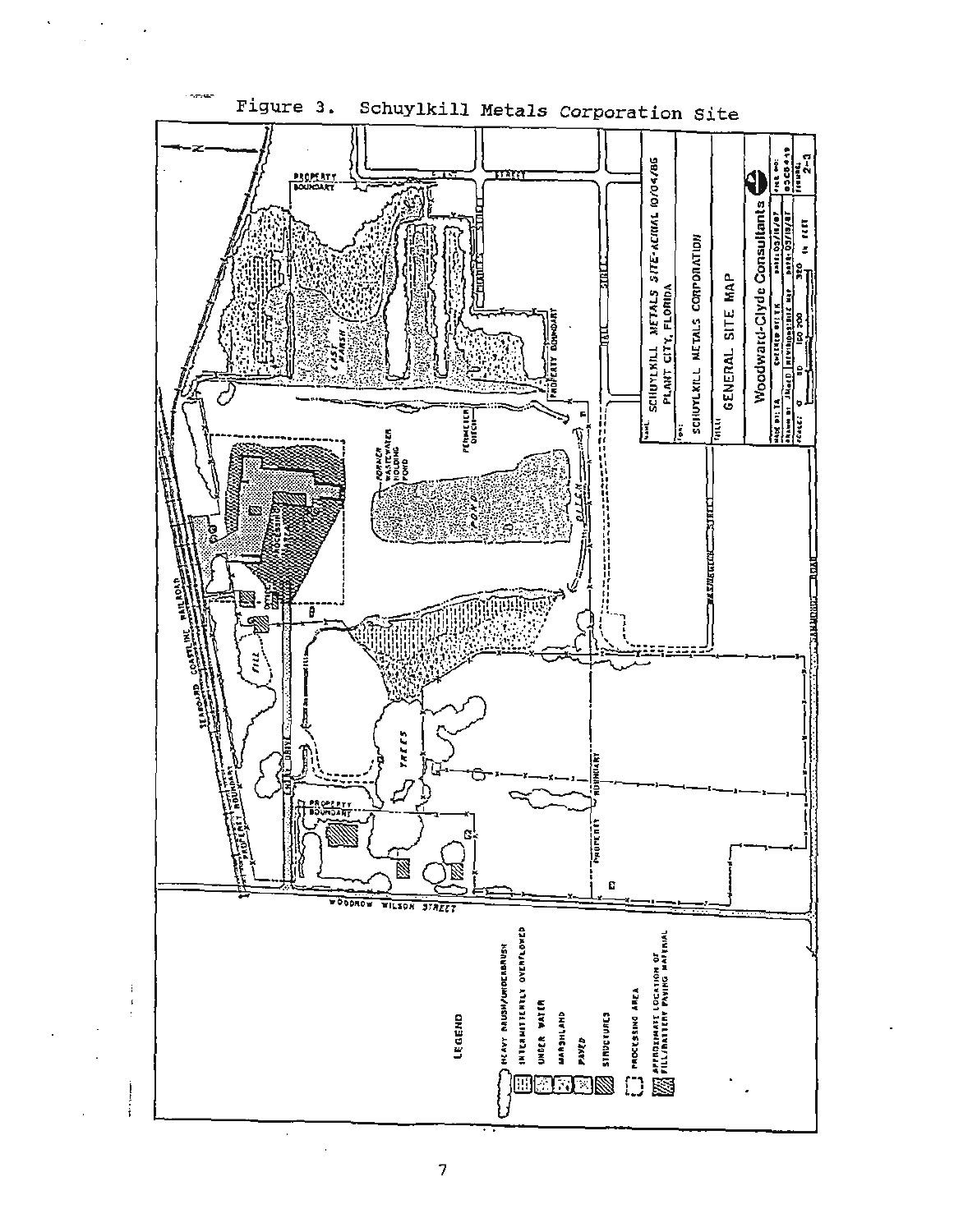Figure 3. Schuylkill Metals Corporation Site

N

PROPERTY BOUNDARY

EAST STREET

CLAIRE STREET

HALL STREET

EAST MARSH

PROPERTY BOUNDARY

PERIMETER DITCH

FORMER WASTEWATER HOLDING POND

POND

DITCH

WASHINGTON STREET

HAMMOND ROAD

PROCESSING AREA

SEABOARD COASTLINE RAILROAD

PROPERTY BOUNDARY

FILL

TREES

PROPERTY BOUNDARY

PROPERTY BOUNDARY

WOODROW WILSON STREET

LEGEND

HEAVY BRUSH/UNDERBRUSH

INTERMITTENTLY OVERFLOWED

UNDER WATER

MARSHLAND

PAVED

STRUCTURES

PROCESSING AREA

APPROXIMATE LOCATION OF FILL/BATTERY PAVING MATERIAL

NAME: SCHUYLKILL METALS SITE-AERIAL 10/04/86 PLANT CITY, FLORIDA

FOR: SCHUYLKILL METALS CORPORATION

TITLE: GENERAL SITE MAP

Woodward-Clyde Consultants

MADE BY: TA CHECKED BY: TK DATE: 03/18/87

DRAWN BY: JRM/ED REVIEWED/CHECKED BY DATE: 03/19/87

SCALE: 0 80 160 200 320 IN FEET

FILE NO: 85C8419

FIGURE: 2-3